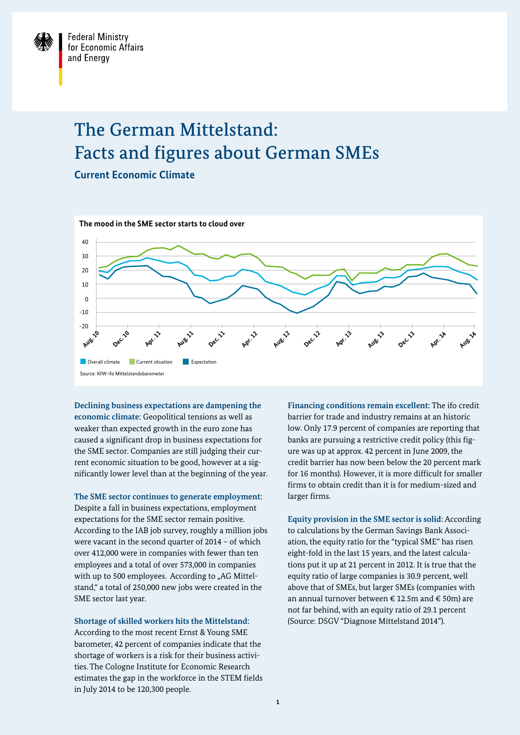Federal Ministry for Economic Affairs and Energy

# The German Mittelstand: Facts and figures about German SMEs

## Current Economic Climate

**The mood in the SME sector starts to cloud over**

Overall climate | Current situation | Expectation

Source: KfW-ifo Mittelstandsbarometer

**Declining business expectations are dampening the economic climate:** Geopolitical tensions as well as weaker than expected growth in the euro zone has caused a significant drop in business expectations for the SME sector. Companies are still judging their current economic situation to be good, however at a significantly lower level than at the beginning of the year.

**The SME sector continues to generate employment:** Despite a fall in business expectations, employment expectations for the SME sector remain positive. According to the IAB job survey, roughly a million jobs were vacant in the second quarter of 2014 – of which over 412,000 were in companies with fewer than ten employees and a total of over 573,000 in companies with up to 500 employees. According to „AG Mittelstand," a total of 250,000 new jobs were created in the SME sector last year.

**Shortage of skilled workers hits the Mittelstand:** According to the most recent Ernst & Young SME barometer, 42 percent of companies indicate that the shortage of workers is a risk for their business activities. The Cologne Institute for Economic Research estimates the gap in the workforce in the STEM fields in July 2014 to be 120,300 people.

**Financing conditions remain excellent:** The ifo credit barrier for trade and industry remains at an historic low. Only 17.9 percent of companies are reporting that banks are pursuing a restrictive credit policy (this figure was up at approx. 42 percent in June 2009, the credit barrier has now been below the 20 percent mark for 16 months). However, it is more difficult for smaller firms to obtain credit than it is for medium-sized and larger firms.

**Equity provision in the SME sector is solid:** According to calculations by the German Savings Bank Association, the equity ratio for the "typical SME" has risen eight-fold in the last 15 years, and the latest calculations put it up at 21 percent in 2012. It is true that the equity ratio of large companies is 30.9 percent, well above that of SMEs, but larger SMEs (companies with an annual turnover between € 12.5m and € 50m) are not far behind, with an equity ratio of 29.1 percent (Source: DSGV "Diagnose Mittelstand 2014").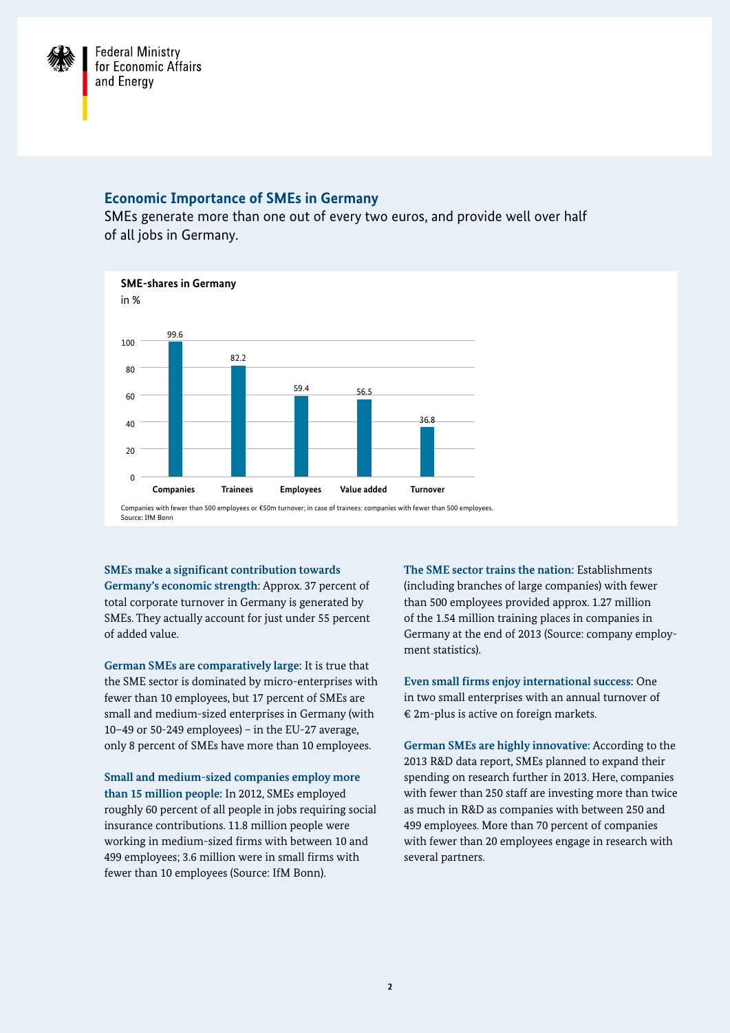Federal Ministry for Economic Affairs and Energy

## Economic Importance of SMEs in Germany

SMEs generate more than one out of every two euros, and provide well over half of all jobs in Germany.

**SME-shares in Germany**

in %

| Category | % |
|---|---|
| Companies | 99.6 |
| Trainees | 82.2 |
| Employees | 59.4 |
| Value added | 56.5 |
| Turnover | 36.8 |

Companies with fewer than 500 employees or €50m turnover; in case of trainees: companies with fewer than 500 employees.
Source: IfM Bonn

**SMEs make a significant contribution towards Germany's economic strength:** Approx. 37 percent of total corporate turnover in Germany is generated by SMEs. They actually account for just under 55 percent of added value.

**German SMEs are comparatively large:** It is true that the SME sector is dominated by micro-enterprises with fewer than 10 employees, but 17 percent of SMEs are small and medium-sized enterprises in Germany (with 10–49 or 50-249 employees) – in the EU-27 average, only 8 percent of SMEs have more than 10 employees.

**Small and medium-sized companies employ more than 15 million people:** In 2012, SMEs employed roughly 60 percent of all people in jobs requiring social insurance contributions. 11.8 million people were working in medium-sized firms with between 10 and 499 employees; 3.6 million were in small firms with fewer than 10 employees (Source: IfM Bonn).

**The SME sector trains the nation:** Establishments (including branches of large companies) with fewer than 500 employees provided approx. 1.27 million of the 1.54 million training places in companies in Germany at the end of 2013 (Source: company employment statistics).

**Even small firms enjoy international success:** One in two small enterprises with an annual turnover of € 2m-plus is active on foreign markets.

**German SMEs are highly innovative:** According to the 2013 R&D data report, SMEs planned to expand their spending on research further in 2013. Here, companies with fewer than 250 staff are investing more than twice as much in R&D as companies with between 250 and 499 employees. More than 70 percent of companies with fewer than 20 employees engage in research with several partners.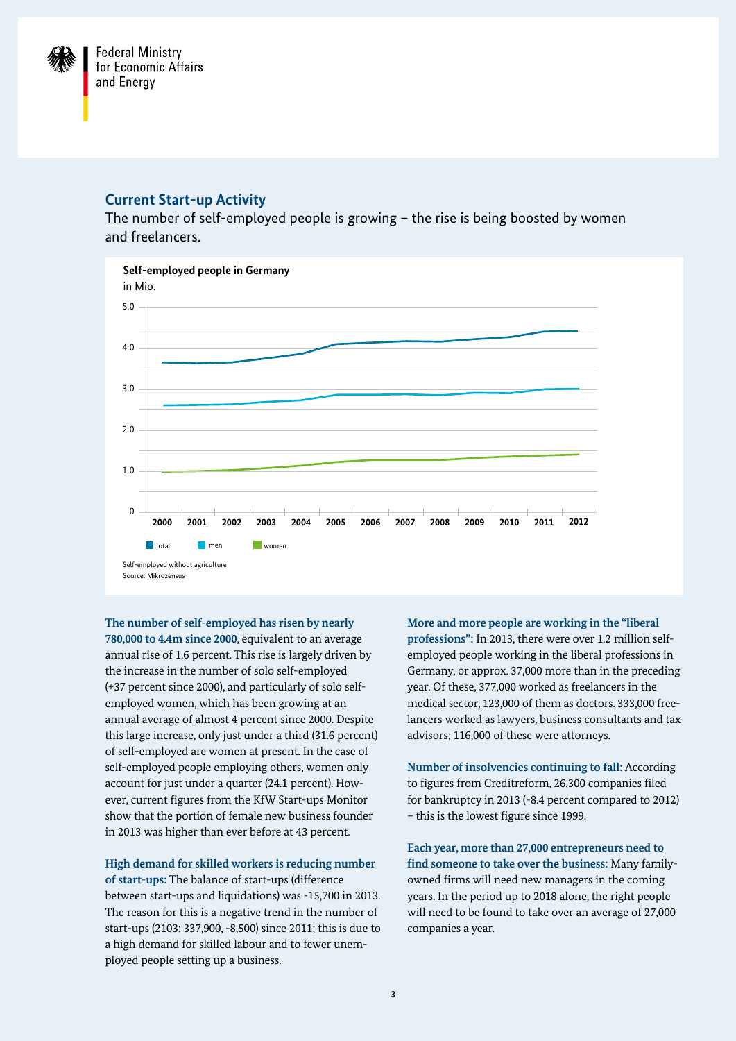Federal Ministry for Economic Affairs and Energy

## Current Start-up Activity

The number of self-employed people is growing – the rise is being boosted by women and freelancers.

**Self-employed people in Germany**

in Mio.

5.0
4.0
3.0
2.0
1.0
0

2000 2001 2002 2003 2004 2005 2006 2007 2008 2009 2010 2011 2012

total men women

Self-employed without agriculture
Source: Mikrozensus

**The number of self-employed has risen by nearly 780,000 to 4.4m since 2000**, equivalent to an average annual rise of 1.6 percent. This rise is largely driven by the increase in the number of solo self-employed (+37 percent since 2000), and particularly of solo self-employed women, which has been growing at an annual average of almost 4 percent since 2000. Despite this large increase, only just under a third (31.6 percent) of self-employed are women at present. In the case of self-employed people employing others, women only account for just under a quarter (24.1 percent). However, current figures from the KfW Start-ups Monitor show that the portion of female new business founder in 2013 was higher than ever before at 43 percent.

**High demand for skilled workers is reducing number of start-ups:** The balance of start-ups (difference between start-ups and liquidations) was -15,700 in 2013. The reason for this is a negative trend in the number of start-ups (2103: 337,900, -8,500) since 2011; this is due to a high demand for skilled labour and to fewer unemployed people setting up a business.

**More and more people are working in the "liberal professions":** In 2013, there were over 1.2 million self-employed people working in the liberal professions in Germany, or approx. 37,000 more than in the preceding year. Of these, 377,000 worked as freelancers in the medical sector, 123,000 of them as doctors. 333,000 freelancers worked as lawyers, business consultants and tax advisors; 116,000 of these were attorneys.

**Number of insolvencies continuing to fall:** According to figures from Creditreform, 26,300 companies filed for bankruptcy in 2013 (-8.4 percent compared to 2012) – this is the lowest figure since 1999.

**Each year, more than 27,000 entrepreneurs need to find someone to take over the business:** Many family-owned firms will need new managers in the coming years. In the period up to 2018 alone, the right people will need to be found to take over an average of 27,000 companies a year.